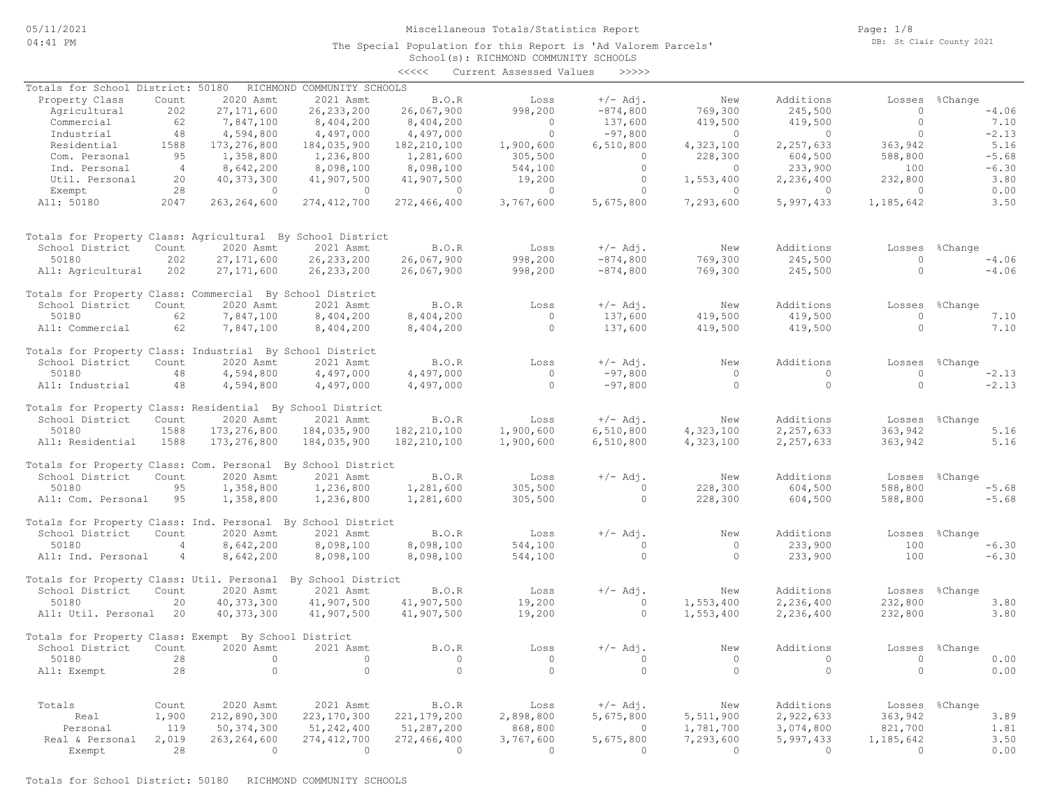# Miscellaneous Totals/Statistics Report

The Special Population for this Report is 'Ad Valorem Parcels'
School(s): RICHMOND COMMUNITY SCHOOLS
<<<<< Current Assessed Values >>>>>

05/11/2021 04:41 PM — DB: St Clair County 2021

## Totals for School District: 50180 RICHMOND COMMUNITY SCHOOLS

| Property Class | Count | 2020 Asmt | 2021 Asmt | B.O.R | Loss | +/- Adj. | New | Additions | Losses | %Change |
|---|---|---|---|---|---|---|---|---|---|---|
| Agricultural | 202 | 27,171,600 | 26,233,200 | 26,067,900 | 998,200 | -874,800 | 769,300 | 245,500 | 0 | -4.06 |
| Commercial | 62 | 7,847,100 | 8,404,200 | 8,404,200 | 0 | 137,600 | 419,500 | 419,500 | 0 | 7.10 |
| Industrial | 48 | 4,594,800 | 4,497,000 | 4,497,000 | 0 | -97,800 | 0 | 0 | 0 | -2.13 |
| Residential | 1588 | 173,276,800 | 184,035,900 | 182,210,100 | 1,900,600 | 6,510,800 | 4,323,100 | 2,257,633 | 363,942 | 5.16 |
| Com. Personal | 95 | 1,358,800 | 1,236,800 | 1,281,600 | 305,500 | 0 | 228,300 | 604,500 | 588,800 | -5.68 |
| Ind. Personal | 4 | 8,642,200 | 8,098,100 | 8,098,100 | 544,100 | 0 | 0 | 233,900 | 100 | -6.30 |
| Util. Personal | 20 | 40,373,300 | 41,907,500 | 41,907,500 | 19,200 | 0 | 1,553,400 | 2,236,400 | 232,800 | 3.80 |
| Exempt | 28 | 0 | 0 | 0 | 0 | 0 | 0 | 0 | 0 | 0.00 |
| All: 50180 | 2047 | 263,264,600 | 274,412,700 | 272,466,400 | 3,767,600 | 5,675,800 | 7,293,600 | 5,997,433 | 1,185,642 | 3.50 |

## Totals for Property Class: Agricultural By School District

| School District | Count | 2020 Asmt | 2021 Asmt | B.O.R | Loss | +/- Adj. | New | Additions | Losses | %Change |
|---|---|---|---|---|---|---|---|---|---|---|
| 50180 | 202 | 27,171,600 | 26,233,200 | 26,067,900 | 998,200 | -874,800 | 769,300 | 245,500 | 0 | -4.06 |
| All: Agricultural | 202 | 27,171,600 | 26,233,200 | 26,067,900 | 998,200 | -874,800 | 769,300 | 245,500 | 0 | -4.06 |

## Totals for Property Class: Commercial By School District

| School District | Count | 2020 Asmt | 2021 Asmt | B.O.R | Loss | +/- Adj. | New | Additions | Losses | %Change |
|---|---|---|---|---|---|---|---|---|---|---|
| 50180 | 62 | 7,847,100 | 8,404,200 | 8,404,200 | 0 | 137,600 | 419,500 | 419,500 | 0 | 7.10 |
| All: Commercial | 62 | 7,847,100 | 8,404,200 | 8,404,200 | 0 | 137,600 | 419,500 | 419,500 | 0 | 7.10 |

## Totals for Property Class: Industrial By School District

| School District | Count | 2020 Asmt | 2021 Asmt | B.O.R | Loss | +/- Adj. | New | Additions | Losses | %Change |
|---|---|---|---|---|---|---|---|---|---|---|
| 50180 | 48 | 4,594,800 | 4,497,000 | 4,497,000 | 0 | -97,800 | 0 | 0 | 0 | -2.13 |
| All: Industrial | 48 | 4,594,800 | 4,497,000 | 4,497,000 | 0 | -97,800 | 0 | 0 | 0 | -2.13 |

## Totals for Property Class: Residential By School District

| School District | Count | 2020 Asmt | 2021 Asmt | B.O.R | Loss | +/- Adj. | New | Additions | Losses | %Change |
|---|---|---|---|---|---|---|---|---|---|---|
| 50180 | 1588 | 173,276,800 | 184,035,900 | 182,210,100 | 1,900,600 | 6,510,800 | 4,323,100 | 2,257,633 | 363,942 | 5.16 |
| All: Residential | 1588 | 173,276,800 | 184,035,900 | 182,210,100 | 1,900,600 | 6,510,800 | 4,323,100 | 2,257,633 | 363,942 | 5.16 |

## Totals for Property Class: Com. Personal By School District

| School District | Count | 2020 Asmt | 2021 Asmt | B.O.R | Loss | +/- Adj. | New | Additions | Losses | %Change |
|---|---|---|---|---|---|---|---|---|---|---|
| 50180 | 95 | 1,358,800 | 1,236,800 | 1,281,600 | 305,500 | 0 | 228,300 | 604,500 | 588,800 | -5.68 |
| All: Com. Personal | 95 | 1,358,800 | 1,236,800 | 1,281,600 | 305,500 | 0 | 228,300 | 604,500 | 588,800 | -5.68 |

## Totals for Property Class: Ind. Personal By School District

| School District | Count | 2020 Asmt | 2021 Asmt | B.O.R | Loss | +/- Adj. | New | Additions | Losses | %Change |
|---|---|---|---|---|---|---|---|---|---|---|
| 50180 | 4 | 8,642,200 | 8,098,100 | 8,098,100 | 544,100 | 0 | 0 | 233,900 | 100 | -6.30 |
| All: Ind. Personal | 4 | 8,642,200 | 8,098,100 | 8,098,100 | 544,100 | 0 | 0 | 233,900 | 100 | -6.30 |

## Totals for Property Class: Util. Personal By School District

| School District | Count | 2020 Asmt | 2021 Asmt | B.O.R | Loss | +/- Adj. | New | Additions | Losses | %Change |
|---|---|---|---|---|---|---|---|---|---|---|
| 50180 | 20 | 40,373,300 | 41,907,500 | 41,907,500 | 19,200 | 0 | 1,553,400 | 2,236,400 | 232,800 | 3.80 |
| All: Util. Personal | 20 | 40,373,300 | 41,907,500 | 41,907,500 | 19,200 | 0 | 1,553,400 | 2,236,400 | 232,800 | 3.80 |

## Totals for Property Class: Exempt By School District

| School District | Count | 2020 Asmt | 2021 Asmt | B.O.R | Loss | +/- Adj. | New | Additions | Losses | %Change |
|---|---|---|---|---|---|---|---|---|---|---|
| 50180 | 28 | 0 | 0 | 0 | 0 | 0 | 0 | 0 | 0 | 0.00 |
| All: Exempt | 28 | 0 | 0 | 0 | 0 | 0 | 0 | 0 | 0 | 0.00 |

## Totals

| Totals | Count | 2020 Asmt | 2021 Asmt | B.O.R | Loss | +/- Adj. | New | Additions | Losses | %Change |
|---|---|---|---|---|---|---|---|---|---|---|
| Real | 1,900 | 212,890,300 | 223,170,300 | 221,179,200 | 2,898,800 | 5,675,800 | 5,511,900 | 2,922,633 | 363,942 | 3.89 |
| Personal | 119 | 50,374,300 | 51,242,400 | 51,287,200 | 868,800 | 0 | 1,781,700 | 3,074,800 | 821,700 | 1.81 |
| Real & Personal | 2,019 | 263,264,600 | 274,412,700 | 272,466,400 | 3,767,600 | 5,675,800 | 7,293,600 | 5,997,433 | 1,185,642 | 3.50 |
| Exempt | 28 | 0 | 0 | 0 | 0 | 0 | 0 | 0 | 0 | 0.00 |

Totals for School District: 50180 RICHMOND COMMUNITY SCHOOLS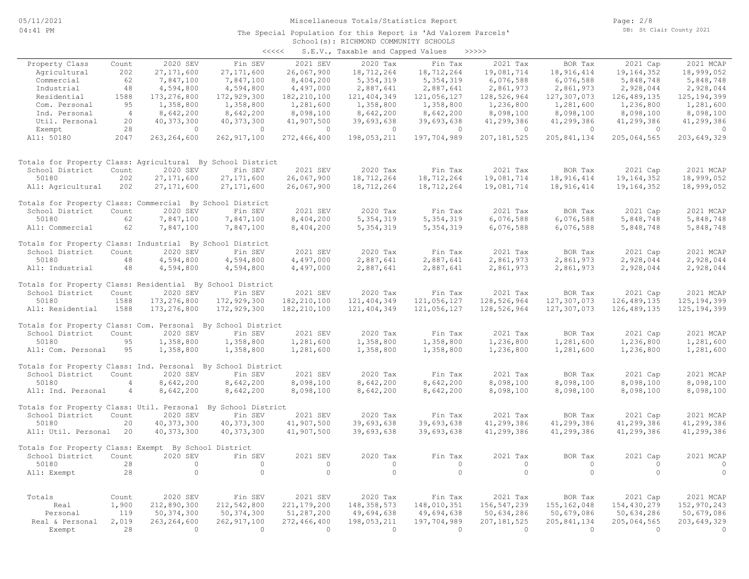# Miscellaneous Totals/Statistics Report

The Special Population for this Report is 'Ad Valorem Parcels'
School(s): RICHMOND COMMUNITY SCHOOLS

<<<<< S.E.V., Taxable and Capped Values >>>>>

| Property Class | Count | 2020 SEV | Fin SEV | 2021 SEV | 2020 Tax | Fin Tax | 2021 Tax | BOR Tax | 2021 Cap | 2021 MCAP |
|---|---|---|---|---|---|---|---|---|---|---|
| Agricultural | 202 | 27,171,600 | 27,171,600 | 26,067,900 | 18,712,264 | 18,712,264 | 19,081,714 | 18,916,414 | 19,164,352 | 18,999,052 |
| Commercial | 62 | 7,847,100 | 7,847,100 | 8,404,200 | 5,354,319 | 5,354,319 | 6,076,588 | 6,076,588 | 5,848,748 | 5,848,748 |
| Industrial | 48 | 4,594,800 | 4,594,800 | 4,497,000 | 2,887,641 | 2,887,641 | 2,861,973 | 2,861,973 | 2,928,044 | 2,928,044 |
| Residential | 1588 | 173,276,800 | 172,929,300 | 182,210,100 | 121,404,349 | 121,056,127 | 128,526,964 | 127,307,073 | 126,489,135 | 125,194,399 |
| Com. Personal | 95 | 1,358,800 | 1,358,800 | 1,281,600 | 1,358,800 | 1,358,800 | 1,236,800 | 1,281,600 | 1,236,800 | 1,281,600 |
| Ind. Personal | 4 | 8,642,200 | 8,642,200 | 8,098,100 | 8,642,200 | 8,642,200 | 8,098,100 | 8,098,100 | 8,098,100 | 8,098,100 |
| Util. Personal | 20 | 40,373,300 | 40,373,300 | 41,907,500 | 39,693,638 | 39,693,638 | 41,299,386 | 41,299,386 | 41,299,386 | 41,299,386 |
| Exempt | 28 | 0 | 0 | 0 | 0 | 0 | 0 | 0 | 0 | 0 |
| All: 50180 | 2047 | 263,264,600 | 262,917,100 | 272,466,400 | 198,053,211 | 197,704,989 | 207,181,525 | 205,841,134 | 205,064,565 | 203,649,329 |

Totals for Property Class: Agricultural By School District

| School District | Count | 2020 SEV | Fin SEV | 2021 SEV | 2020 Tax | Fin Tax | 2021 Tax | BOR Tax | 2021 Cap | 2021 MCAP |
|---|---|---|---|---|---|---|---|---|---|---|
| 50180 | 202 | 27,171,600 | 27,171,600 | 26,067,900 | 18,712,264 | 18,712,264 | 19,081,714 | 18,916,414 | 19,164,352 | 18,999,052 |
| All: Agricultural | 202 | 27,171,600 | 27,171,600 | 26,067,900 | 18,712,264 | 18,712,264 | 19,081,714 | 18,916,414 | 19,164,352 | 18,999,052 |

Totals for Property Class: Commercial By School District

| School District | Count | 2020 SEV | Fin SEV | 2021 SEV | 2020 Tax | Fin Tax | 2021 Tax | BOR Tax | 2021 Cap | 2021 MCAP |
|---|---|---|---|---|---|---|---|---|---|---|
| 50180 | 62 | 7,847,100 | 7,847,100 | 8,404,200 | 5,354,319 | 5,354,319 | 6,076,588 | 6,076,588 | 5,848,748 | 5,848,748 |
| All: Commercial | 62 | 7,847,100 | 7,847,100 | 8,404,200 | 5,354,319 | 5,354,319 | 6,076,588 | 6,076,588 | 5,848,748 | 5,848,748 |

Totals for Property Class: Industrial By School District

| School District | Count | 2020 SEV | Fin SEV | 2021 SEV | 2020 Tax | Fin Tax | 2021 Tax | BOR Tax | 2021 Cap | 2021 MCAP |
|---|---|---|---|---|---|---|---|---|---|---|
| 50180 | 48 | 4,594,800 | 4,594,800 | 4,497,000 | 2,887,641 | 2,887,641 | 2,861,973 | 2,861,973 | 2,928,044 | 2,928,044 |
| All: Industrial | 48 | 4,594,800 | 4,594,800 | 4,497,000 | 2,887,641 | 2,887,641 | 2,861,973 | 2,861,973 | 2,928,044 | 2,928,044 |

Totals for Property Class: Residential By School District

| School District | Count | 2020 SEV | Fin SEV | 2021 SEV | 2020 Tax | Fin Tax | 2021 Tax | BOR Tax | 2021 Cap | 2021 MCAP |
|---|---|---|---|---|---|---|---|---|---|---|
| 50180 | 1588 | 173,276,800 | 172,929,300 | 182,210,100 | 121,404,349 | 121,056,127 | 128,526,964 | 127,307,073 | 126,489,135 | 125,194,399 |
| All: Residential | 1588 | 173,276,800 | 172,929,300 | 182,210,100 | 121,404,349 | 121,056,127 | 128,526,964 | 127,307,073 | 126,489,135 | 125,194,399 |

Totals for Property Class: Com. Personal By School District

| School District | Count | 2020 SEV | Fin SEV | 2021 SEV | 2020 Tax | Fin Tax | 2021 Tax | BOR Tax | 2021 Cap | 2021 MCAP |
|---|---|---|---|---|---|---|---|---|---|---|
| 50180 | 95 | 1,358,800 | 1,358,800 | 1,281,600 | 1,358,800 | 1,358,800 | 1,236,800 | 1,281,600 | 1,236,800 | 1,281,600 |
| All: Com. Personal | 95 | 1,358,800 | 1,358,800 | 1,281,600 | 1,358,800 | 1,358,800 | 1,236,800 | 1,281,600 | 1,236,800 | 1,281,600 |

Totals for Property Class: Ind. Personal By School District

| School District | Count | 2020 SEV | Fin SEV | 2021 SEV | 2020 Tax | Fin Tax | 2021 Tax | BOR Tax | 2021 Cap | 2021 MCAP |
|---|---|---|---|---|---|---|---|---|---|---|
| 50180 | 4 | 8,642,200 | 8,642,200 | 8,098,100 | 8,642,200 | 8,642,200 | 8,098,100 | 8,098,100 | 8,098,100 | 8,098,100 |
| All: Ind. Personal | 4 | 8,642,200 | 8,642,200 | 8,098,100 | 8,642,200 | 8,642,200 | 8,098,100 | 8,098,100 | 8,098,100 | 8,098,100 |

Totals for Property Class: Util. Personal By School District

| School District | Count | 2020 SEV | Fin SEV | 2021 SEV | 2020 Tax | Fin Tax | 2021 Tax | BOR Tax | 2021 Cap | 2021 MCAP |
|---|---|---|---|---|---|---|---|---|---|---|
| 50180 | 20 | 40,373,300 | 40,373,300 | 41,907,500 | 39,693,638 | 39,693,638 | 41,299,386 | 41,299,386 | 41,299,386 | 41,299,386 |
| All: Util. Personal | 20 | 40,373,300 | 40,373,300 | 41,907,500 | 39,693,638 | 39,693,638 | 41,299,386 | 41,299,386 | 41,299,386 | 41,299,386 |

Totals for Property Class: Exempt By School District

| School District | Count | 2020 SEV | Fin SEV | 2021 SEV | 2020 Tax | Fin Tax | 2021 Tax | BOR Tax | 2021 Cap | 2021 MCAP |
|---|---|---|---|---|---|---|---|---|---|---|
| 50180 | 28 | 0 | 0 | 0 | 0 | 0 | 0 | 0 | 0 | 0 |
| All: Exempt | 28 | 0 | 0 | 0 | 0 | 0 | 0 | 0 | 0 | 0 |

| Totals | Count | 2020 SEV | Fin SEV | 2021 SEV | 2020 Tax | Fin Tax | 2021 Tax | BOR Tax | 2021 Cap | 2021 MCAP |
|---|---|---|---|---|---|---|---|---|---|---|
| Real | 1,900 | 212,890,300 | 212,542,800 | 221,179,200 | 148,358,573 | 148,010,351 | 156,547,239 | 155,162,048 | 154,430,279 | 152,970,243 |
| Personal | 119 | 50,374,300 | 50,374,300 | 51,287,200 | 49,694,638 | 49,694,638 | 50,634,286 | 50,679,086 | 50,634,286 | 50,679,086 |
| Real & Personal | 2,019 | 263,264,600 | 262,917,100 | 272,466,400 | 198,053,211 | 197,704,989 | 207,181,525 | 205,841,134 | 205,064,565 | 203,649,329 |
| Exempt | 28 | 0 | 0 | 0 | 0 | 0 | 0 | 0 | 0 | 0 |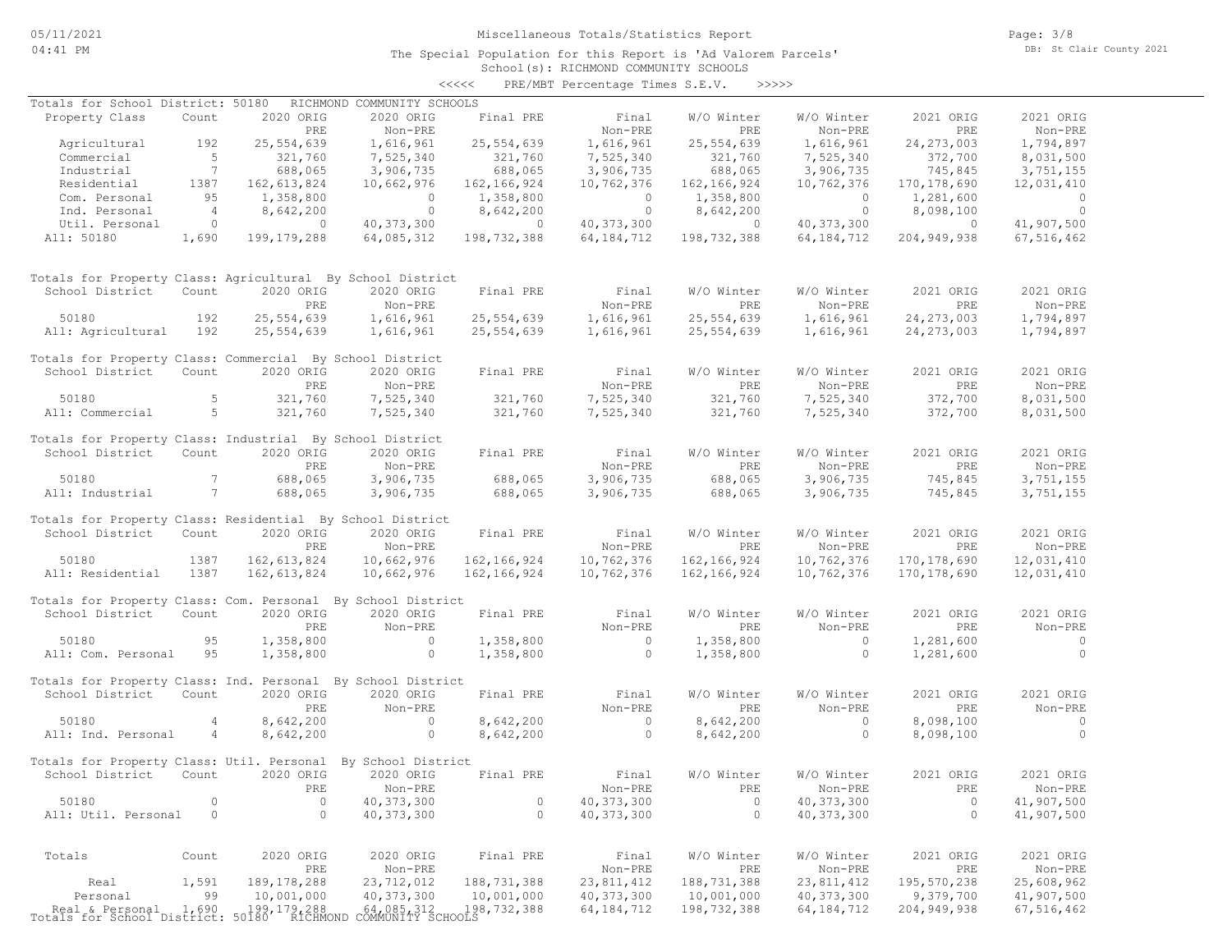Miscellaneous Totals/Statistics Report

The Special Population for this Report is 'Ad Valorem Parcels'

School(s): RICHMOND COMMUNITY SCHOOLS

<<<<< PRE/MBT Percentage Times S.E.V. >>>>>

Totals for School District: 50180 RICHMOND COMMUNITY SCHOOLS

| Property Class | Count | 2020 ORIG PRE | 2020 ORIG Non-PRE | Final PRE | Final Non-PRE | W/O Winter PRE | W/O Winter Non-PRE | 2021 ORIG PRE | 2021 ORIG Non-PRE |
|---|---|---|---|---|---|---|---|---|---|
| Agricultural | 192 | 25,554,639 | 1,616,961 | 25,554,639 | 1,616,961 | 25,554,639 | 1,616,961 | 24,273,003 | 1,794,897 |
| Commercial | 5 | 321,760 | 7,525,340 | 321,760 | 7,525,340 | 321,760 | 7,525,340 | 372,700 | 8,031,500 |
| Industrial | 7 | 688,065 | 3,906,735 | 688,065 | 3,906,735 | 688,065 | 3,906,735 | 745,845 | 3,751,155 |
| Residential | 1387 | 162,613,824 | 10,662,976 | 162,166,924 | 10,762,376 | 162,166,924 | 10,762,376 | 170,178,690 | 12,031,410 |
| Com. Personal | 95 | 1,358,800 | 0 | 1,358,800 | 0 | 1,358,800 | 0 | 1,281,600 | 0 |
| Ind. Personal | 4 | 8,642,200 | 0 | 8,642,200 | 0 | 8,642,200 | 0 | 8,098,100 | 0 |
| Util. Personal | 0 | 0 | 40,373,300 | 0 | 40,373,300 | 0 | 40,373,300 | 0 | 41,907,500 |
| All: 50180 | 1,690 | 199,179,288 | 64,085,312 | 198,732,388 | 64,184,712 | 198,732,388 | 64,184,712 | 204,949,938 | 67,516,462 |

Totals for Property Class: Agricultural By School District

| School District | Count | 2020 ORIG PRE | 2020 ORIG Non-PRE | Final PRE | Final Non-PRE | W/O Winter PRE | W/O Winter Non-PRE | 2021 ORIG PRE | 2021 ORIG Non-PRE |
|---|---|---|---|---|---|---|---|---|---|
| 50180 | 192 | 25,554,639 | 1,616,961 | 25,554,639 | 1,616,961 | 25,554,639 | 1,616,961 | 24,273,003 | 1,794,897 |
| All: Agricultural | 192 | 25,554,639 | 1,616,961 | 25,554,639 | 1,616,961 | 25,554,639 | 1,616,961 | 24,273,003 | 1,794,897 |

Totals for Property Class: Commercial By School District

| School District | Count | 2020 ORIG PRE | 2020 ORIG Non-PRE | Final PRE | Final Non-PRE | W/O Winter PRE | W/O Winter Non-PRE | 2021 ORIG PRE | 2021 ORIG Non-PRE |
|---|---|---|---|---|---|---|---|---|---|
| 50180 | 5 | 321,760 | 7,525,340 | 321,760 | 7,525,340 | 321,760 | 7,525,340 | 372,700 | 8,031,500 |
| All: Commercial | 5 | 321,760 | 7,525,340 | 321,760 | 7,525,340 | 321,760 | 7,525,340 | 372,700 | 8,031,500 |

Totals for Property Class: Industrial By School District

| School District | Count | 2020 ORIG PRE | 2020 ORIG Non-PRE | Final PRE | Final Non-PRE | W/O Winter PRE | W/O Winter Non-PRE | 2021 ORIG PRE | 2021 ORIG Non-PRE |
|---|---|---|---|---|---|---|---|---|---|
| 50180 | 7 | 688,065 | 3,906,735 | 688,065 | 3,906,735 | 688,065 | 3,906,735 | 745,845 | 3,751,155 |
| All: Industrial | 7 | 688,065 | 3,906,735 | 688,065 | 3,906,735 | 688,065 | 3,906,735 | 745,845 | 3,751,155 |

Totals for Property Class: Residential By School District

| School District | Count | 2020 ORIG PRE | 2020 ORIG Non-PRE | Final PRE | Final Non-PRE | W/O Winter PRE | W/O Winter Non-PRE | 2021 ORIG PRE | 2021 ORIG Non-PRE |
|---|---|---|---|---|---|---|---|---|---|
| 50180 | 1387 | 162,613,824 | 10,662,976 | 162,166,924 | 10,762,376 | 162,166,924 | 10,762,376 | 170,178,690 | 12,031,410 |
| All: Residential | 1387 | 162,613,824 | 10,662,976 | 162,166,924 | 10,762,376 | 162,166,924 | 10,762,376 | 170,178,690 | 12,031,410 |

Totals for Property Class: Com. Personal By School District

| School District | Count | 2020 ORIG PRE | 2020 ORIG Non-PRE | Final PRE | Final Non-PRE | W/O Winter PRE | W/O Winter Non-PRE | 2021 ORIG PRE | 2021 ORIG Non-PRE |
|---|---|---|---|---|---|---|---|---|---|
| 50180 | 95 | 1,358,800 | 0 | 1,358,800 | 0 | 1,358,800 | 0 | 1,281,600 | 0 |
| All: Com. Personal | 95 | 1,358,800 | 0 | 1,358,800 | 0 | 1,358,800 | 0 | 1,281,600 | 0 |

Totals for Property Class: Ind. Personal By School District

| School District | Count | 2020 ORIG PRE | 2020 ORIG Non-PRE | Final PRE | Final Non-PRE | W/O Winter PRE | W/O Winter Non-PRE | 2021 ORIG PRE | 2021 ORIG Non-PRE |
|---|---|---|---|---|---|---|---|---|---|
| 50180 | 4 | 8,642,200 | 0 | 8,642,200 | 0 | 8,642,200 | 0 | 8,098,100 | 0 |
| All: Ind. Personal | 4 | 8,642,200 | 0 | 8,642,200 | 0 | 8,642,200 | 0 | 8,098,100 | 0 |

Totals for Property Class: Util. Personal By School District

| School District | Count | 2020 ORIG PRE | 2020 ORIG Non-PRE | Final PRE | Final Non-PRE | W/O Winter PRE | W/O Winter Non-PRE | 2021 ORIG PRE | 2021 ORIG Non-PRE |
|---|---|---|---|---|---|---|---|---|---|
| 50180 | 0 | 0 | 40,373,300 | 0 | 40,373,300 | 0 | 40,373,300 | 0 | 41,907,500 |
| All: Util. Personal | 0 | 0 | 40,373,300 | 0 | 40,373,300 | 0 | 40,373,300 | 0 | 41,907,500 |

| Totals | Count | 2020 ORIG PRE | 2020 ORIG Non-PRE | Final PRE | Final Non-PRE | W/O Winter PRE | W/O Winter Non-PRE | 2021 ORIG PRE | 2021 ORIG Non-PRE |
|---|---|---|---|---|---|---|---|---|---|
| Real | 1,591 | 189,178,288 | 23,712,012 | 188,731,388 | 23,811,412 | 188,731,388 | 23,811,412 | 195,570,238 | 25,608,962 |
| Personal | 99 | 10,001,000 | 40,373,300 | 10,001,000 | 40,373,300 | 10,001,000 | 40,373,300 | 9,379,700 | 41,907,500 |
| Real & Personal | 1,690 | 199,179,288 | 64,085,312 | 198,732,388 | 64,184,712 | 198,732,388 | 64,184,712 | 204,949,938 | 67,516,462 |

Totals for School District: 50180 RICHMOND COMMUNITY SCHOOLS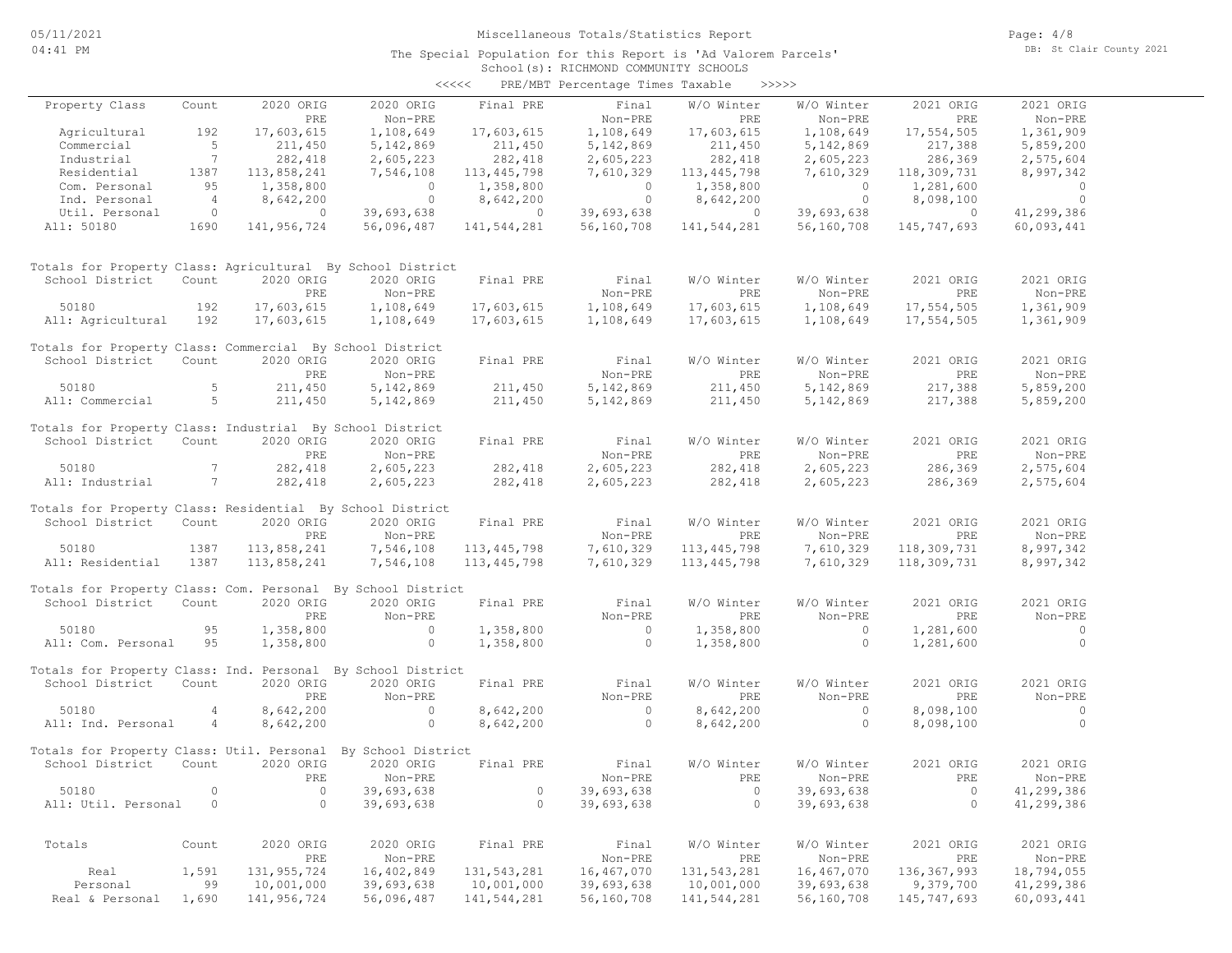Miscellaneous Totals/Statistics Report

The Special Population for this Report is 'Ad Valorem Parcels'

School(s): RICHMOND COMMUNITY SCHOOLS

<<<<< PRE/MBT Percentage Times Taxable >>>>>

| Property Class | Count | 2020 ORIG PRE | 2020 ORIG Non-PRE | Final PRE | Final Non-PRE | W/O Winter PRE | W/O Winter Non-PRE | 2021 ORIG PRE | 2021 ORIG Non-PRE |
|---|---|---|---|---|---|---|---|---|---|
| Agricultural | 192 | 17,603,615 | 1,108,649 | 17,603,615 | 1,108,649 | 17,603,615 | 1,108,649 | 17,554,505 | 1,361,909 |
| Commercial | 5 | 211,450 | 5,142,869 | 211,450 | 5,142,869 | 211,450 | 5,142,869 | 217,388 | 5,859,200 |
| Industrial | 7 | 282,418 | 2,605,223 | 282,418 | 2,605,223 | 282,418 | 2,605,223 | 286,369 | 2,575,604 |
| Residential | 1387 | 113,858,241 | 7,546,108 | 113,445,798 | 7,610,329 | 113,445,798 | 7,610,329 | 118,309,731 | 8,997,342 |
| Com. Personal | 95 | 1,358,800 | 0 | 1,358,800 | 0 | 1,358,800 | 0 | 1,281,600 | 0 |
| Ind. Personal | 4 | 8,642,200 | 0 | 8,642,200 | 0 | 8,642,200 | 0 | 8,098,100 | 0 |
| Util. Personal | 0 | 0 | 39,693,638 | 0 | 39,693,638 | 0 | 39,693,638 | 0 | 41,299,386 |
| All: 50180 | 1690 | 141,956,724 | 56,096,487 | 141,544,281 | 56,160,708 | 141,544,281 | 56,160,708 | 145,747,693 | 60,093,441 |

Totals for Property Class: Agricultural By School District

| School District | Count | 2020 ORIG PRE | 2020 ORIG Non-PRE | Final PRE | Final Non-PRE | W/O Winter PRE | W/O Winter Non-PRE | 2021 ORIG PRE | 2021 ORIG Non-PRE |
|---|---|---|---|---|---|---|---|---|---|
| 50180 | 192 | 17,603,615 | 1,108,649 | 17,603,615 | 1,108,649 | 17,603,615 | 1,108,649 | 17,554,505 | 1,361,909 |
| All: Agricultural | 192 | 17,603,615 | 1,108,649 | 17,603,615 | 1,108,649 | 17,603,615 | 1,108,649 | 17,554,505 | 1,361,909 |

Totals for Property Class: Commercial By School District

| School District | Count | 2020 ORIG PRE | 2020 ORIG Non-PRE | Final PRE | Final Non-PRE | W/O Winter PRE | W/O Winter Non-PRE | 2021 ORIG PRE | 2021 ORIG Non-PRE |
|---|---|---|---|---|---|---|---|---|---|
| 50180 | 5 | 211,450 | 5,142,869 | 211,450 | 5,142,869 | 211,450 | 5,142,869 | 217,388 | 5,859,200 |
| All: Commercial | 5 | 211,450 | 5,142,869 | 211,450 | 5,142,869 | 211,450 | 5,142,869 | 217,388 | 5,859,200 |

Totals for Property Class: Industrial By School District

| School District | Count | 2020 ORIG PRE | 2020 ORIG Non-PRE | Final PRE | Final Non-PRE | W/O Winter PRE | W/O Winter Non-PRE | 2021 ORIG PRE | 2021 ORIG Non-PRE |
|---|---|---|---|---|---|---|---|---|---|
| 50180 | 7 | 282,418 | 2,605,223 | 282,418 | 2,605,223 | 282,418 | 2,605,223 | 286,369 | 2,575,604 |
| All: Industrial | 7 | 282,418 | 2,605,223 | 282,418 | 2,605,223 | 282,418 | 2,605,223 | 286,369 | 2,575,604 |

Totals for Property Class: Residential By School District

| School District | Count | 2020 ORIG PRE | 2020 ORIG Non-PRE | Final PRE | Final Non-PRE | W/O Winter PRE | W/O Winter Non-PRE | 2021 ORIG PRE | 2021 ORIG Non-PRE |
|---|---|---|---|---|---|---|---|---|---|
| 50180 | 1387 | 113,858,241 | 7,546,108 | 113,445,798 | 7,610,329 | 113,445,798 | 7,610,329 | 118,309,731 | 8,997,342 |
| All: Residential | 1387 | 113,858,241 | 7,546,108 | 113,445,798 | 7,610,329 | 113,445,798 | 7,610,329 | 118,309,731 | 8,997,342 |

Totals for Property Class: Com. Personal By School District

| School District | Count | 2020 ORIG PRE | 2020 ORIG Non-PRE | Final PRE | Final Non-PRE | W/O Winter PRE | W/O Winter Non-PRE | 2021 ORIG PRE | 2021 ORIG Non-PRE |
|---|---|---|---|---|---|---|---|---|---|
| 50180 | 95 | 1,358,800 | 0 | 1,358,800 | 0 | 1,358,800 | 0 | 1,281,600 | 0 |
| All: Com. Personal | 95 | 1,358,800 | 0 | 1,358,800 | 0 | 1,358,800 | 0 | 1,281,600 | 0 |

Totals for Property Class: Ind. Personal By School District

| School District | Count | 2020 ORIG PRE | 2020 ORIG Non-PRE | Final PRE | Final Non-PRE | W/O Winter PRE | W/O Winter Non-PRE | 2021 ORIG PRE | 2021 ORIG Non-PRE |
|---|---|---|---|---|---|---|---|---|---|
| 50180 | 4 | 8,642,200 | 0 | 8,642,200 | 0 | 8,642,200 | 0 | 8,098,100 | 0 |
| All: Ind. Personal | 4 | 8,642,200 | 0 | 8,642,200 | 0 | 8,642,200 | 0 | 8,098,100 | 0 |

Totals for Property Class: Util. Personal By School District

| School District | Count | 2020 ORIG PRE | 2020 ORIG Non-PRE | Final PRE | Final Non-PRE | W/O Winter PRE | W/O Winter Non-PRE | 2021 ORIG PRE | 2021 ORIG Non-PRE |
|---|---|---|---|---|---|---|---|---|---|
| 50180 | 0 | 0 | 39,693,638 | 0 | 39,693,638 | 0 | 39,693,638 | 0 | 41,299,386 |
| All: Util. Personal | 0 | 0 | 39,693,638 | 0 | 39,693,638 | 0 | 39,693,638 | 0 | 41,299,386 |

| Totals | Count | 2020 ORIG PRE | 2020 ORIG Non-PRE | Final PRE | Final Non-PRE | W/O Winter PRE | W/O Winter Non-PRE | 2021 ORIG PRE | 2021 ORIG Non-PRE |
|---|---|---|---|---|---|---|---|---|---|
| Real | 1,591 | 131,955,724 | 16,402,849 | 131,543,281 | 16,467,070 | 131,543,281 | 16,467,070 | 136,367,993 | 18,794,055 |
| Personal | 99 | 10,001,000 | 39,693,638 | 10,001,000 | 39,693,638 | 10,001,000 | 39,693,638 | 9,379,700 | 41,299,386 |
| Real & Personal | 1,690 | 141,956,724 | 56,096,487 | 141,544,281 | 56,160,708 | 141,544,281 | 56,160,708 | 145,747,693 | 60,093,441 |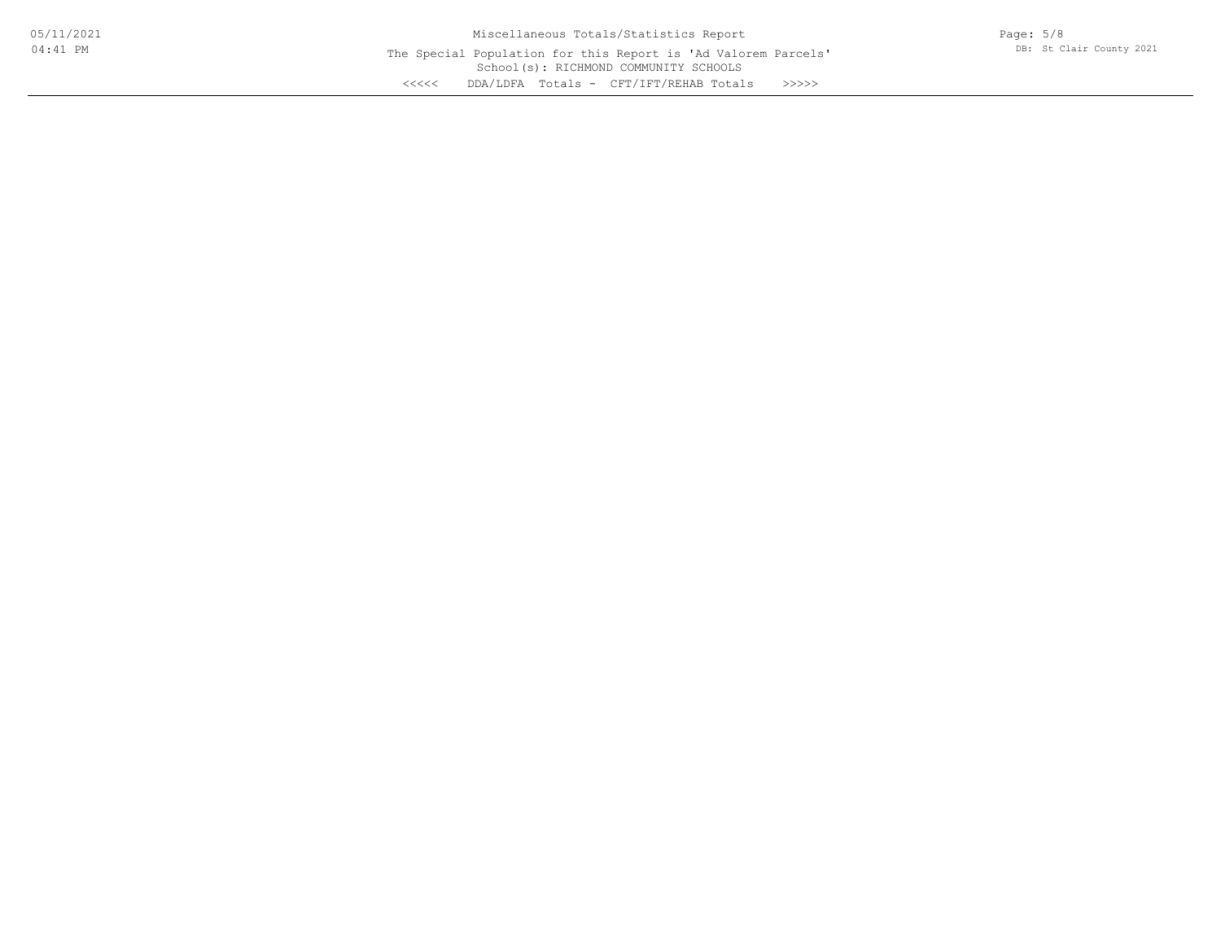<<<<< DDA/LDFA Totals - CFT/IFT/REHAB Totals >>>>>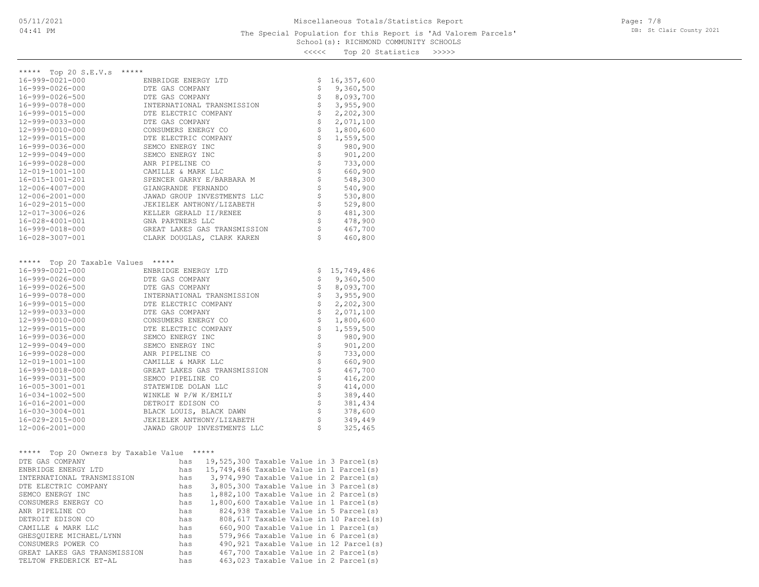Miscellaneous Totals/Statistics Report

The Special Population for this Report is 'Ad Valorem Parcels'

School(s): RICHMOND COMMUNITY SCHOOLS

<<<<< Top 20 Statistics >>>>>

## ***** Top 20 S.E.V.s *****

| Parcel | Owner | Value |
|---|---|---|
| 16-999-0021-000 | ENBRIDGE ENERGY LTD | $ 16,357,600 |
| 16-999-0026-000 | DTE GAS COMPANY | $ 9,360,500 |
| 16-999-0026-500 | DTE GAS COMPANY | $ 8,093,700 |
| 16-999-0078-000 | INTERNATIONAL TRANSMISSION | $ 3,955,900 |
| 16-999-0015-000 | DTE ELECTRIC COMPANY | $ 2,202,300 |
| 12-999-0033-000 | DTE GAS COMPANY | $ 2,071,100 |
| 12-999-0010-000 | CONSUMERS ENERGY CO | $ 1,800,600 |
| 12-999-0015-000 | DTE ELECTRIC COMPANY | $ 1,559,500 |
| 16-999-0036-000 | SEMCO ENERGY INC | $ 980,900 |
| 12-999-0049-000 | SEMCO ENERGY INC | $ 901,200 |
| 16-999-0028-000 | ANR PIPELINE CO | $ 733,000 |
| 12-019-1001-100 | CAMILLE & MARK LLC | $ 660,900 |
| 16-015-1001-201 | SPENCER GARRY E/BARBARA M | $ 548,300 |
| 12-006-4007-000 | GIANGRANDE FERNANDO | $ 540,900 |
| 12-006-2001-000 | JAWAD GROUP INVESTMENTS LLC | $ 530,800 |
| 16-029-2015-000 | JEKIELEK ANTHONY/LIZABETH | $ 529,800 |
| 12-017-3006-026 | KELLER GERALD II/RENEE | $ 481,300 |
| 16-028-4001-001 | GNA PARTNERS LLC | $ 478,900 |
| 16-999-0018-000 | GREAT LAKES GAS TRANSMISSION | $ 467,700 |
| 16-028-3007-001 | CLARK DOUGLAS, CLARK KAREN | $ 460,800 |

## ***** Top 20 Taxable Values *****

| Parcel | Owner | Value |
|---|---|---|
| 16-999-0021-000 | ENBRIDGE ENERGY LTD | $ 15,749,486 |
| 16-999-0026-000 | DTE GAS COMPANY | $ 9,360,500 |
| 16-999-0026-500 | DTE GAS COMPANY | $ 8,093,700 |
| 16-999-0078-000 | INTERNATIONAL TRANSMISSION | $ 3,955,900 |
| 16-999-0015-000 | DTE ELECTRIC COMPANY | $ 2,202,300 |
| 12-999-0033-000 | DTE GAS COMPANY | $ 2,071,100 |
| 12-999-0010-000 | CONSUMERS ENERGY CO | $ 1,800,600 |
| 12-999-0015-000 | DTE ELECTRIC COMPANY | $ 1,559,500 |
| 16-999-0036-000 | SEMCO ENERGY INC | $ 980,900 |
| 12-999-0049-000 | SEMCO ENERGY INC | $ 901,200 |
| 16-999-0028-000 | ANR PIPELINE CO | $ 733,000 |
| 12-019-1001-100 | CAMILLE & MARK LLC | $ 660,900 |
| 16-999-0018-000 | GREAT LAKES GAS TRANSMISSION | $ 467,700 |
| 16-999-0031-500 | SEMCO PIPELINE CO | $ 416,200 |
| 16-005-3001-001 | STATEWIDE DOLAN LLC | $ 414,000 |
| 16-034-1002-500 | WINKLE W P/W K/EMILY | $ 389,440 |
| 16-016-2001-000 | DETROIT EDISON CO | $ 381,434 |
| 16-030-3004-001 | BLACK LOUIS, BLACK DAWN | $ 378,600 |
| 16-029-2015-000 | JEKIELEK ANTHONY/LIZABETH | $ 349,449 |
| 12-006-2001-000 | JAWAD GROUP INVESTMENTS LLC | $ 325,465 |

## ***** Top 20 Owners by Taxable Value *****

```
DTE GAS COMPANY                 has  19,525,300 Taxable Value in 3 Parcel(s)
ENBRIDGE ENERGY LTD             has  15,749,486 Taxable Value in 1 Parcel(s)
INTERNATIONAL TRANSMISSION      has   3,974,990 Taxable Value in 2 Parcel(s)
DTE ELECTRIC COMPANY            has   3,805,300 Taxable Value in 3 Parcel(s)
SEMCO ENERGY INC                has   1,882,100 Taxable Value in 2 Parcel(s)
CONSUMERS ENERGY CO             has   1,800,600 Taxable Value in 1 Parcel(s)
ANR PIPELINE CO                 has     824,938 Taxable Value in 5 Parcel(s)
DETROIT EDISON CO               has     808,617 Taxable Value in 10 Parcel(s)
CAMILLE & MARK LLC              has     660,900 Taxable Value in 1 Parcel(s)
GHESQUIERE MICHAEL/LYNN         has     579,966 Taxable Value in 6 Parcel(s)
CONSUMERS POWER CO              has     490,921 Taxable Value in 12 Parcel(s)
GREAT LAKES GAS TRANSMISSION    has     467,700 Taxable Value in 2 Parcel(s)
TELTOW FREDERICK ET-AL          has     463,023 Taxable Value in 2 Parcel(s)
```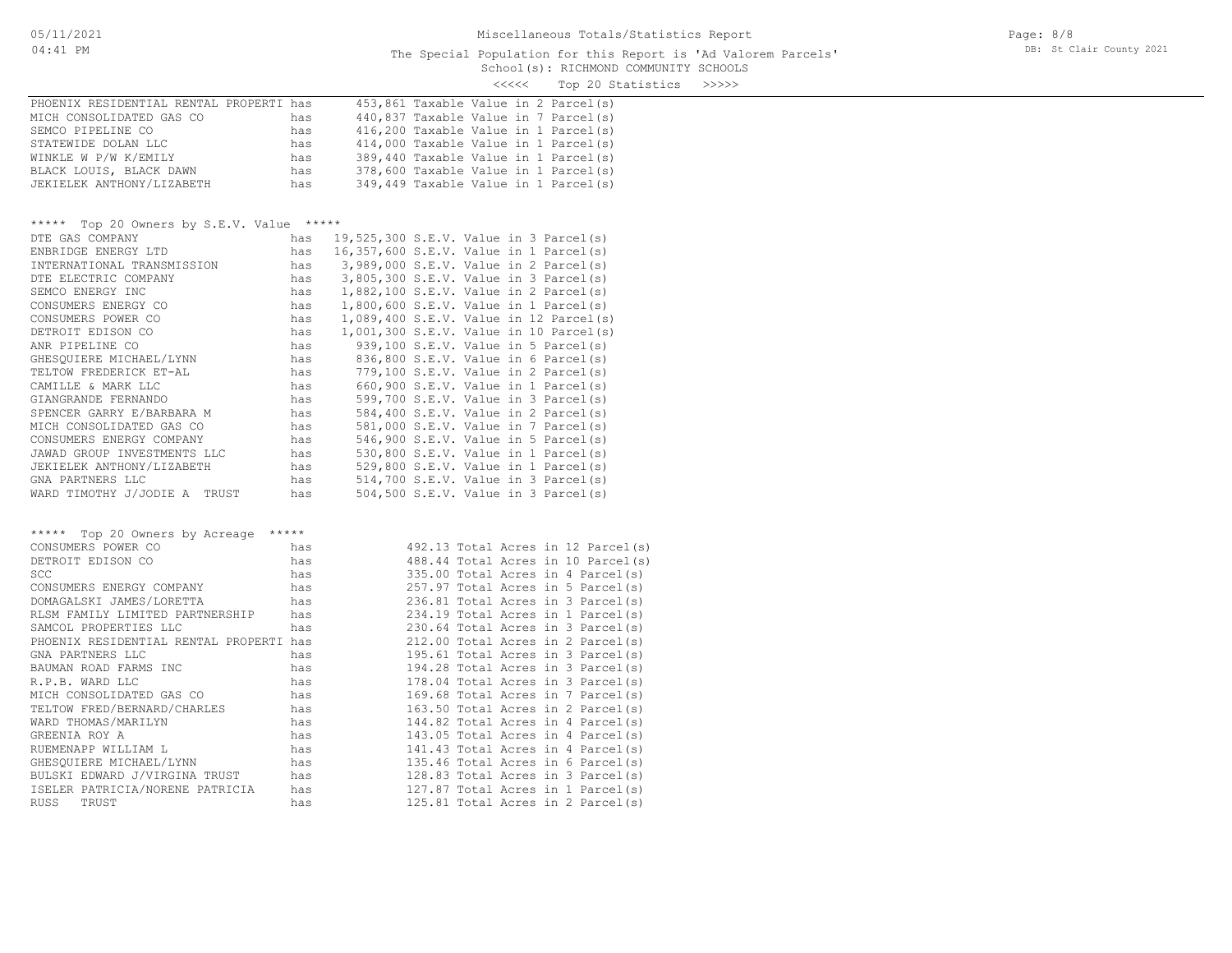Miscellaneous Totals/Statistics Report

The Special Population for this Report is 'Ad Valorem Parcels'

School(s): RICHMOND COMMUNITY SCHOOLS

<<<<< Top 20 Statistics >>>>>

| | | |
|---|---|---|
| PHOENIX RESIDENTIAL RENTAL PROPERTI | has | 453,861 Taxable Value in 2 Parcel(s) |
| MICH CONSOLIDATED GAS CO | has | 440,837 Taxable Value in 7 Parcel(s) |
| SEMCO PIPELINE CO | has | 416,200 Taxable Value in 1 Parcel(s) |
| STATEWIDE DOLAN LLC | has | 414,000 Taxable Value in 1 Parcel(s) |
| WINKLE W P/W K/EMILY | has | 389,440 Taxable Value in 1 Parcel(s) |
| BLACK LOUIS, BLACK DAWN | has | 378,600 Taxable Value in 1 Parcel(s) |
| JEKIELEK ANTHONY/LIZABETH | has | 349,449 Taxable Value in 1 Parcel(s) |

***** Top 20 Owners by S.E.V. Value *****

| | | |
|---|---|---|
| DTE GAS COMPANY | has | 19,525,300 S.E.V. Value in 3 Parcel(s) |
| ENBRIDGE ENERGY LTD | has | 16,357,600 S.E.V. Value in 1 Parcel(s) |
| INTERNATIONAL TRANSMISSION | has | 3,989,000 S.E.V. Value in 2 Parcel(s) |
| DTE ELECTRIC COMPANY | has | 3,805,300 S.E.V. Value in 3 Parcel(s) |
| SEMCO ENERGY INC | has | 1,882,100 S.E.V. Value in 2 Parcel(s) |
| CONSUMERS ENERGY CO | has | 1,800,600 S.E.V. Value in 1 Parcel(s) |
| CONSUMERS POWER CO | has | 1,089,400 S.E.V. Value in 12 Parcel(s) |
| DETROIT EDISON CO | has | 1,001,300 S.E.V. Value in 10 Parcel(s) |
| ANR PIPELINE CO | has | 939,100 S.E.V. Value in 5 Parcel(s) |
| GHESQUIERE MICHAEL/LYNN | has | 836,800 S.E.V. Value in 6 Parcel(s) |
| TELTOW FREDERICK ET-AL | has | 779,100 S.E.V. Value in 2 Parcel(s) |
| CAMILLE & MARK LLC | has | 660,900 S.E.V. Value in 1 Parcel(s) |
| GIANGRANDE FERNANDO | has | 599,700 S.E.V. Value in 3 Parcel(s) |
| SPENCER GARRY E/BARBARA M | has | 584,400 S.E.V. Value in 2 Parcel(s) |
| MICH CONSOLIDATED GAS CO | has | 581,000 S.E.V. Value in 7 Parcel(s) |
| CONSUMERS ENERGY COMPANY | has | 546,900 S.E.V. Value in 5 Parcel(s) |
| JAWAD GROUP INVESTMENTS LLC | has | 530,800 S.E.V. Value in 1 Parcel(s) |
| JEKIELEK ANTHONY/LIZABETH | has | 529,800 S.E.V. Value in 1 Parcel(s) |
| GNA PARTNERS LLC | has | 514,700 S.E.V. Value in 3 Parcel(s) |
| WARD TIMOTHY J/JODIE A TRUST | has | 504,500 S.E.V. Value in 3 Parcel(s) |

***** Top 20 Owners by Acreage *****

| | | |
|---|---|---|
| CONSUMERS POWER CO | has | 492.13 Total Acres in 12 Parcel(s) |
| DETROIT EDISON CO | has | 488.44 Total Acres in 10 Parcel(s) |
| SCC | has | 335.00 Total Acres in 4 Parcel(s) |
| CONSUMERS ENERGY COMPANY | has | 257.97 Total Acres in 5 Parcel(s) |
| DOMAGALSKI JAMES/LORETTA | has | 236.81 Total Acres in 3 Parcel(s) |
| RLSM FAMILY LIMITED PARTNERSHIP | has | 234.19 Total Acres in 1 Parcel(s) |
| SAMCOL PROPERTIES LLC | has | 230.64 Total Acres in 3 Parcel(s) |
| PHOENIX RESIDENTIAL RENTAL PROPERTI | has | 212.00 Total Acres in 2 Parcel(s) |
| GNA PARTNERS LLC | has | 195.61 Total Acres in 3 Parcel(s) |
| BAUMAN ROAD FARMS INC | has | 194.28 Total Acres in 3 Parcel(s) |
| R.P.B. WARD LLC | has | 178.04 Total Acres in 3 Parcel(s) |
| MICH CONSOLIDATED GAS CO | has | 169.68 Total Acres in 7 Parcel(s) |
| TELTOW FRED/BERNARD/CHARLES | has | 163.50 Total Acres in 2 Parcel(s) |
| WARD THOMAS/MARILYN | has | 144.82 Total Acres in 4 Parcel(s) |
| GREENIA ROY A | has | 143.05 Total Acres in 4 Parcel(s) |
| RUEMENAPP WILLIAM L | has | 141.43 Total Acres in 4 Parcel(s) |
| GHESQUIERE MICHAEL/LYNN | has | 135.46 Total Acres in 6 Parcel(s) |
| BULSKI EDWARD J/VIRGINA TRUST | has | 128.83 Total Acres in 3 Parcel(s) |
| ISELER PATRICIA/NORENE PATRICIA | has | 127.87 Total Acres in 1 Parcel(s) |
| RUSS TRUST | has | 125.81 Total Acres in 2 Parcel(s) |